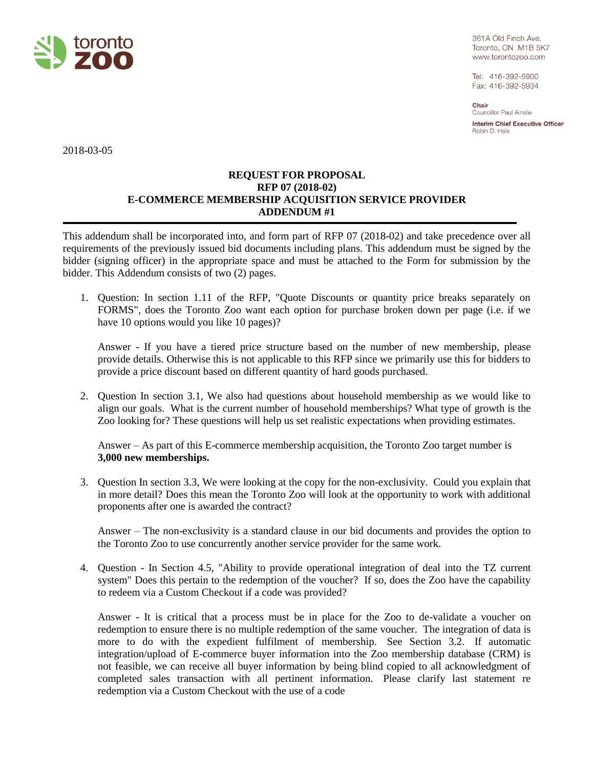toronto zoo

361A Old Finch Ave.
Toronto, ON M1B 5K7
www.torontozoo.com

Tel: 416-392-5900
Fax: 416-392-5934

**Chair**
Councillor Paul Ainslie

**Interim Chief Executive Officer**
Robin D. Hale

2018-03-05

**REQUEST FOR PROPOSAL**
**RFP 07 (2018-02)**
**E-COMMERCE MEMBERSHIP ACQUISITION SERVICE PROVIDER**
**ADDENDUM #1**

---

This addendum shall be incorporated into, and form part of RFP 07 (2018-02) and take precedence over all requirements of the previously issued bid documents including plans. This addendum must be signed by the bidder (signing officer) in the appropriate space and must be attached to the Form for submission by the bidder. This Addendum consists of two (2) pages.

1. Question: In section 1.11 of the RFP, "Quote Discounts or quantity price breaks separately on FORMS", does the Toronto Zoo want each option for purchase broken down per page (i.e. if we have 10 options would you like 10 pages)?

   Answer - If you have a tiered price structure based on the number of new membership, please provide details. Otherwise this is not applicable to this RFP since we primarily use this for bidders to provide a price discount based on different quantity of hard goods purchased.

2. Question In section 3.1, We also had questions about household membership as we would like to align our goals. What is the current number of household memberships? What type of growth is the Zoo looking for? These questions will help us set realistic expectations when providing estimates.

   Answer – As part of this E-commerce membership acquisition, the Toronto Zoo target number is **3,000 new memberships.**

3. Question In section 3.3, We were looking at the copy for the non-exclusivity. Could you explain that in more detail? Does this mean the Toronto Zoo will look at the opportunity to work with additional proponents after one is awarded the contract?

   Answer – The non-exclusivity is a standard clause in our bid documents and provides the option to the Toronto Zoo to use concurrently another service provider for the same work.

4. Question - In Section 4.5, "Ability to provide operational integration of deal into the TZ current system" Does this pertain to the redemption of the voucher? If so, does the Zoo have the capability to redeem via a Custom Checkout if a code was provided?

   Answer - It is critical that a process must be in place for the Zoo to de-validate a voucher on redemption to ensure there is no multiple redemption of the same voucher. The integration of data is more to do with the expedient fulfilment of membership. See Section 3.2. If automatic integration/upload of E-commerce buyer information into the Zoo membership database (CRM) is not feasible, we can receive all buyer information by being blind copied to all acknowledgment of completed sales transaction with all pertinent information. Please clarify last statement re redemption via a Custom Checkout with the use of a code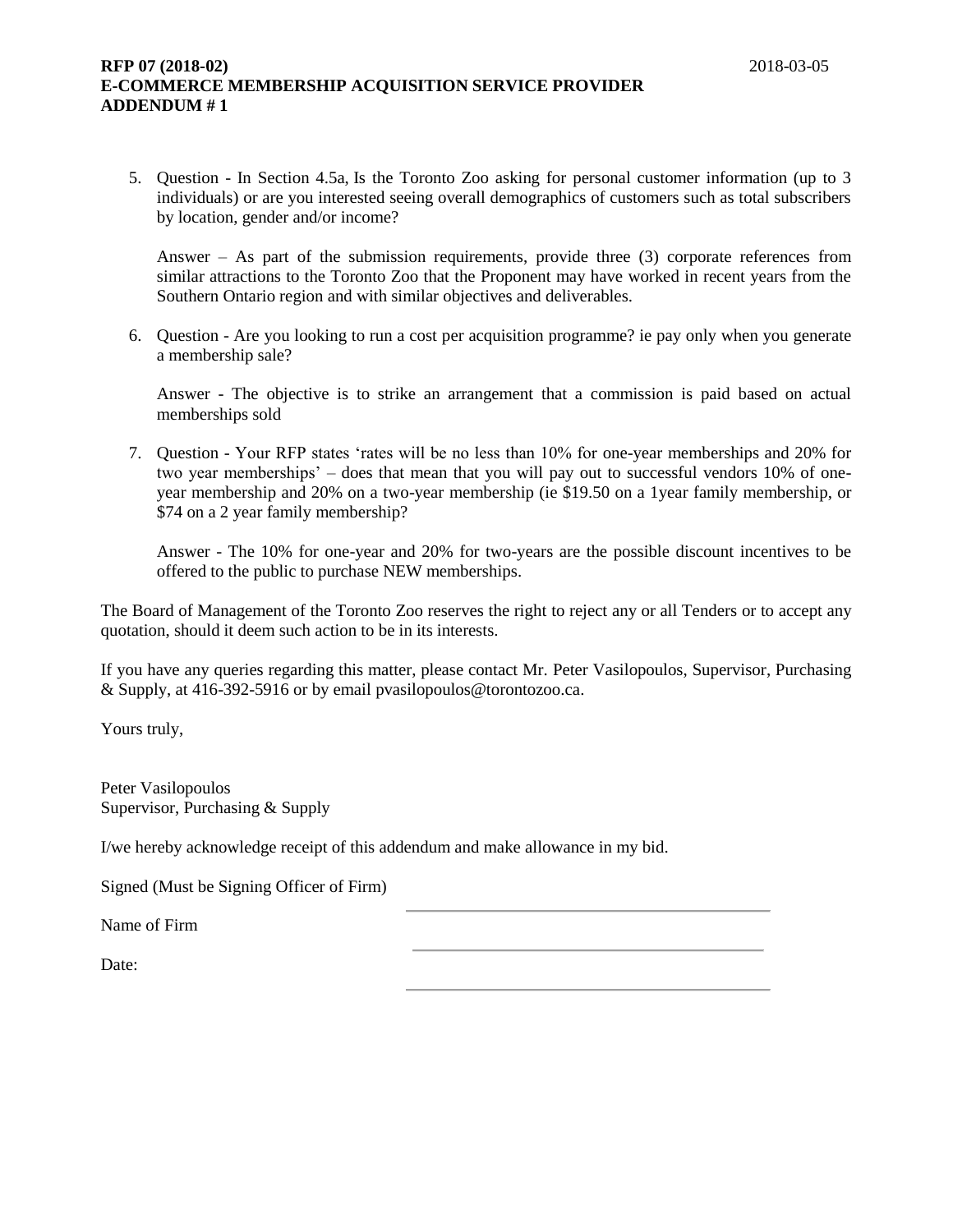5. Question - In Section 4.5a, Is the Toronto Zoo asking for personal customer information (up to 3 individuals) or are you interested seeing overall demographics of customers such as total subscribers by location, gender and/or income?

   Answer – As part of the submission requirements, provide three (3) corporate references from similar attractions to the Toronto Zoo that the Proponent may have worked in recent years from the Southern Ontario region and with similar objectives and deliverables.

6. Question - Are you looking to run a cost per acquisition programme? ie pay only when you generate a membership sale?

   Answer - The objective is to strike an arrangement that a commission is paid based on actual memberships sold

7. Question - Your RFP states 'rates will be no less than 10% for one-year memberships and 20% for two year memberships' – does that mean that you will pay out to successful vendors 10% of one-year membership and 20% on a two-year membership (ie $19.50 on a 1year family membership, or $74 on a 2 year family membership?

   Answer - The 10% for one-year and 20% for two-years are the possible discount incentives to be offered to the public to purchase NEW memberships.

The Board of Management of the Toronto Zoo reserves the right to reject any or all Tenders or to accept any quotation, should it deem such action to be in its interests.

If you have any queries regarding this matter, please contact Mr. Peter Vasilopoulos, Supervisor, Purchasing & Supply, at 416-392-5916 or by email pvasilopoulos@torontozoo.ca.

Yours truly,

Peter Vasilopoulos
Supervisor, Purchasing & Supply

I/we hereby acknowledge receipt of this addendum and make allowance in my bid.

Signed (Must be Signing Officer of Firm) ______________________________

Name of Firm ______________________________

Date: ______________________________